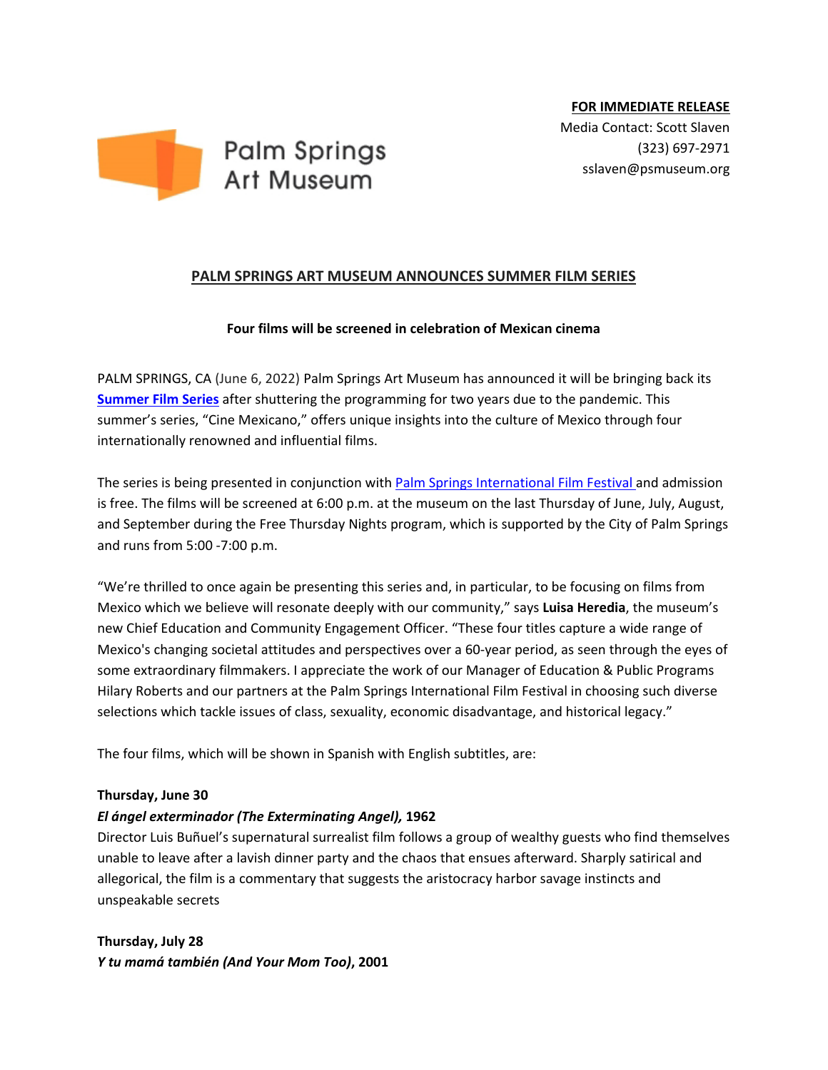Palm Springs Art Museum

**FOR IMMEDIATE RELEASE**
Media Contact: Scott Slaven
(323) 697-2971
sslaven@psmuseum.org

## PALM SPRINGS ART MUSEUM ANNOUNCES SUMMER FILM SERIES

**Four films will be screened in celebration of Mexican cinema**

PALM SPRINGS, CA (June 6, 2022) Palm Springs Art Museum has announced it will be bringing back its **Summer Film Series** after shuttering the programming for two years due to the pandemic. This summer's series, "Cine Mexicano," offers unique insights into the culture of Mexico through four internationally renowned and influential films.

The series is being presented in conjunction with Palm Springs International Film Festival and admission is free. The films will be screened at 6:00 p.m. at the museum on the last Thursday of June, July, August, and September during the Free Thursday Nights program, which is supported by the City of Palm Springs and runs from 5:00 -7:00 p.m.

"We're thrilled to once again be presenting this series and, in particular, to be focusing on films from Mexico which we believe will resonate deeply with our community," says **Luisa Heredia**, the museum's new Chief Education and Community Engagement Officer. "These four titles capture a wide range of Mexico's changing societal attitudes and perspectives over a 60-year period, as seen through the eyes of some extraordinary filmmakers. I appreciate the work of our Manager of Education & Public Programs Hilary Roberts and our partners at the Palm Springs International Film Festival in choosing such diverse selections which tackle issues of class, sexuality, economic disadvantage, and historical legacy."

The four films, which will be shown in Spanish with English subtitles, are:

**Thursday, June 30**
***El ángel exterminador (The Exterminating Angel),* 1962**
Director Luis Buñuel's supernatural surrealist film follows a group of wealthy guests who find themselves unable to leave after a lavish dinner party and the chaos that ensues afterward. Sharply satirical and allegorical, the film is a commentary that suggests the aristocracy harbor savage instincts and unspeakable secrets

**Thursday, July 28**
***Y tu mamá también (And Your Mom Too)*, 2001**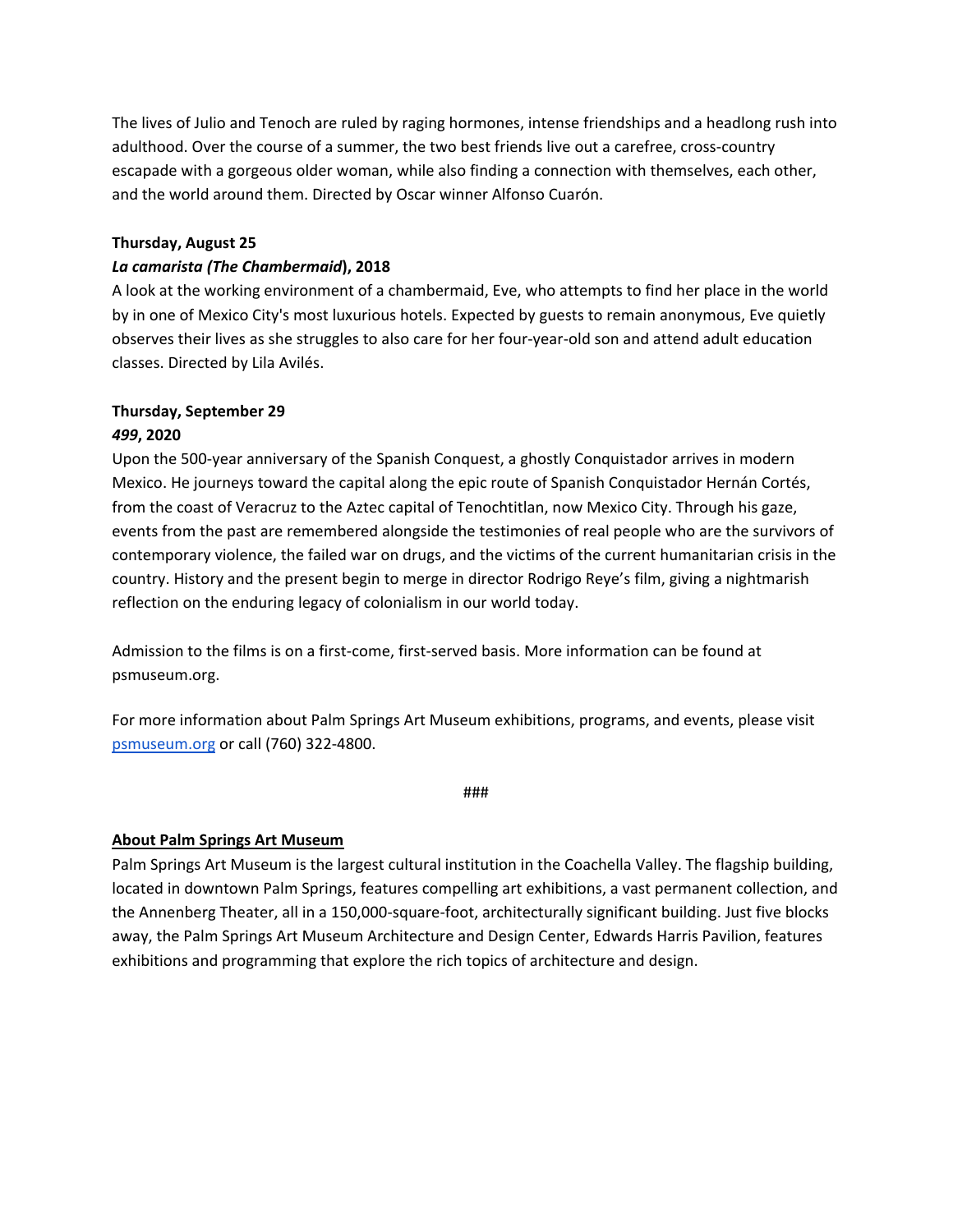The lives of Julio and Tenoch are ruled by raging hormones, intense friendships and a headlong rush into adulthood. Over the course of a summer, the two best friends live out a carefree, cross-country escapade with a gorgeous older woman, while also finding a connection with themselves, each other, and the world around them. Directed by Oscar winner Alfonso Cuarón.

**Thursday, August 25**
***La camarista (The Chambermaid*), 2018**
A look at the working environment of a chambermaid, Eve, who attempts to find her place in the world by in one of Mexico City's most luxurious hotels. Expected by guests to remain anonymous, Eve quietly observes their lives as she struggles to also care for her four-year-old son and attend adult education classes. Directed by Lila Avilés.

**Thursday, September 29**
***499*, 2020**
Upon the 500-year anniversary of the Spanish Conquest, a ghostly Conquistador arrives in modern Mexico. He journeys toward the capital along the epic route of Spanish Conquistador Hernán Cortés, from the coast of Veracruz to the Aztec capital of Tenochtitlan, now Mexico City. Through his gaze, events from the past are remembered alongside the testimonies of real people who are the survivors of contemporary violence, the failed war on drugs, and the victims of the current humanitarian crisis in the country. History and the present begin to merge in director Rodrigo Reye's film, giving a nightmarish reflection on the enduring legacy of colonialism in our world today.

Admission to the films is on a first-come, first-served basis. More information can be found at psmuseum.org.

For more information about Palm Springs Art Museum exhibitions, programs, and events, please visit [psmuseum.org](psmuseum.org) or call (760) 322-4800.

###

**About Palm Springs Art Museum**

Palm Springs Art Museum is the largest cultural institution in the Coachella Valley. The flagship building, located in downtown Palm Springs, features compelling art exhibitions, a vast permanent collection, and the Annenberg Theater, all in a 150,000-square-foot, architecturally significant building. Just five blocks away, the Palm Springs Art Museum Architecture and Design Center, Edwards Harris Pavilion, features exhibitions and programming that explore the rich topics of architecture and design.